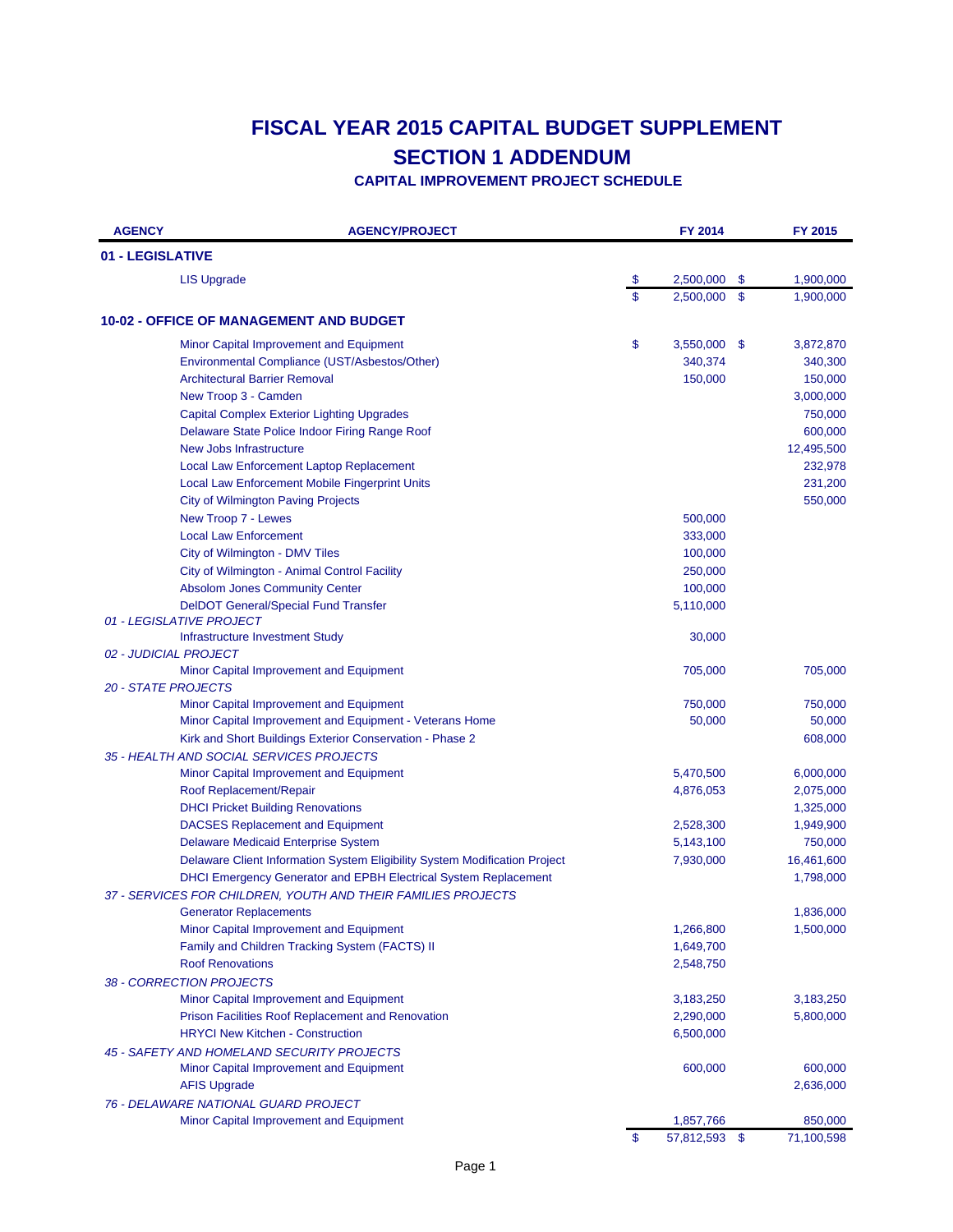# FISCAL YEAR 2015 CAPITAL BUDGET SUPPLEMENT

## SECTION 1 ADDENDUM

### CAPITAL IMPROVEMENT PROJECT SCHEDULE

| AGENCY | AGENCY/PROJECT | FY 2014 | FY 2015 |
|---|---|---|---|
| **01 - LEGISLATIVE** | | | |
| | LIS Upgrade | $ 2,500,000 | $ 1,900,000 |
| | | $ 2,500,000 | $ 1,900,000 |
| **10-02 - OFFICE OF MANAGEMENT AND BUDGET** | | | |
| | Minor Capital Improvement and Equipment | $ 3,550,000 | $ 3,872,870 |
| | Environmental Compliance (UST/Asbestos/Other) | 340,374 | 340,300 |
| | Architectural Barrier Removal | 150,000 | 150,000 |
| | New Troop 3 - Camden | | 3,000,000 |
| | Capital Complex Exterior Lighting Upgrades | | 750,000 |
| | Delaware State Police Indoor Firing Range Roof | | 600,000 |
| | New Jobs Infrastructure | | 12,495,500 |
| | Local Law Enforcement Laptop Replacement | | 232,978 |
| | Local Law Enforcement Mobile Fingerprint Units | | 231,200 |
| | City of Wilmington Paving Projects | | 550,000 |
| | New Troop 7 - Lewes | 500,000 | |
| | Local Law Enforcement | 333,000 | |
| | City of Wilmington - DMV Tiles | 100,000 | |
| | City of Wilmington - Animal Control Facility | 250,000 | |
| | Absolom Jones Community Center | 100,000 | |
| | DelDOT General/Special Fund Transfer | 5,110,000 | |
| *01 - LEGISLATIVE PROJECT* | | | |
| | Infrastructure Investment Study | 30,000 | |
| *02 - JUDICIAL PROJECT* | | | |
| | Minor Capital Improvement and Equipment | 705,000 | 705,000 |
| *20 - STATE PROJECTS* | | | |
| | Minor Capital Improvement and Equipment | 750,000 | 750,000 |
| | Minor Capital Improvement and Equipment - Veterans Home | 50,000 | 50,000 |
| | Kirk and Short Buildings Exterior Conservation - Phase 2 | | 608,000 |
| *35 - HEALTH AND SOCIAL SERVICES PROJECTS* | | | |
| | Minor Capital Improvement and Equipment | 5,470,500 | 6,000,000 |
| | Roof Replacement/Repair | 4,876,053 | 2,075,000 |
| | DHCI Pricket Building Renovations | | 1,325,000 |
| | DACSES Replacement and Equipment | 2,528,300 | 1,949,900 |
| | Delaware Medicaid Enterprise System | 5,143,100 | 750,000 |
| | Delaware Client Information System Eligibility System Modification Project | 7,930,000 | 16,461,600 |
| | DHCI Emergency Generator and EPBH Electrical System Replacement | | 1,798,000 |
| *37 - SERVICES FOR CHILDREN, YOUTH AND THEIR FAMILIES PROJECTS* | | | |
| | Generator Replacements | | 1,836,000 |
| | Minor Capital Improvement and Equipment | 1,266,800 | 1,500,000 |
| | Family and Children Tracking System (FACTS) II | 1,649,700 | |
| | Roof Renovations | 2,548,750 | |
| *38 - CORRECTION PROJECTS* | | | |
| | Minor Capital Improvement and Equipment | 3,183,250 | 3,183,250 |
| | Prison Facilities Roof Replacement and Renovation | 2,290,000 | 5,800,000 |
| | HRYCI New Kitchen - Construction | 6,500,000 | |
| *45 - SAFETY AND HOMELAND SECURITY PROJECTS* | | | |
| | Minor Capital Improvement and Equipment | 600,000 | 600,000 |
| | AFIS Upgrade | | 2,636,000 |
| *76 - DELAWARE NATIONAL GUARD PROJECT* | | | |
| | Minor Capital Improvement and Equipment | 1,857,766 | 850,000 |
| | | $ 57,812,593 | $ 71,100,598 |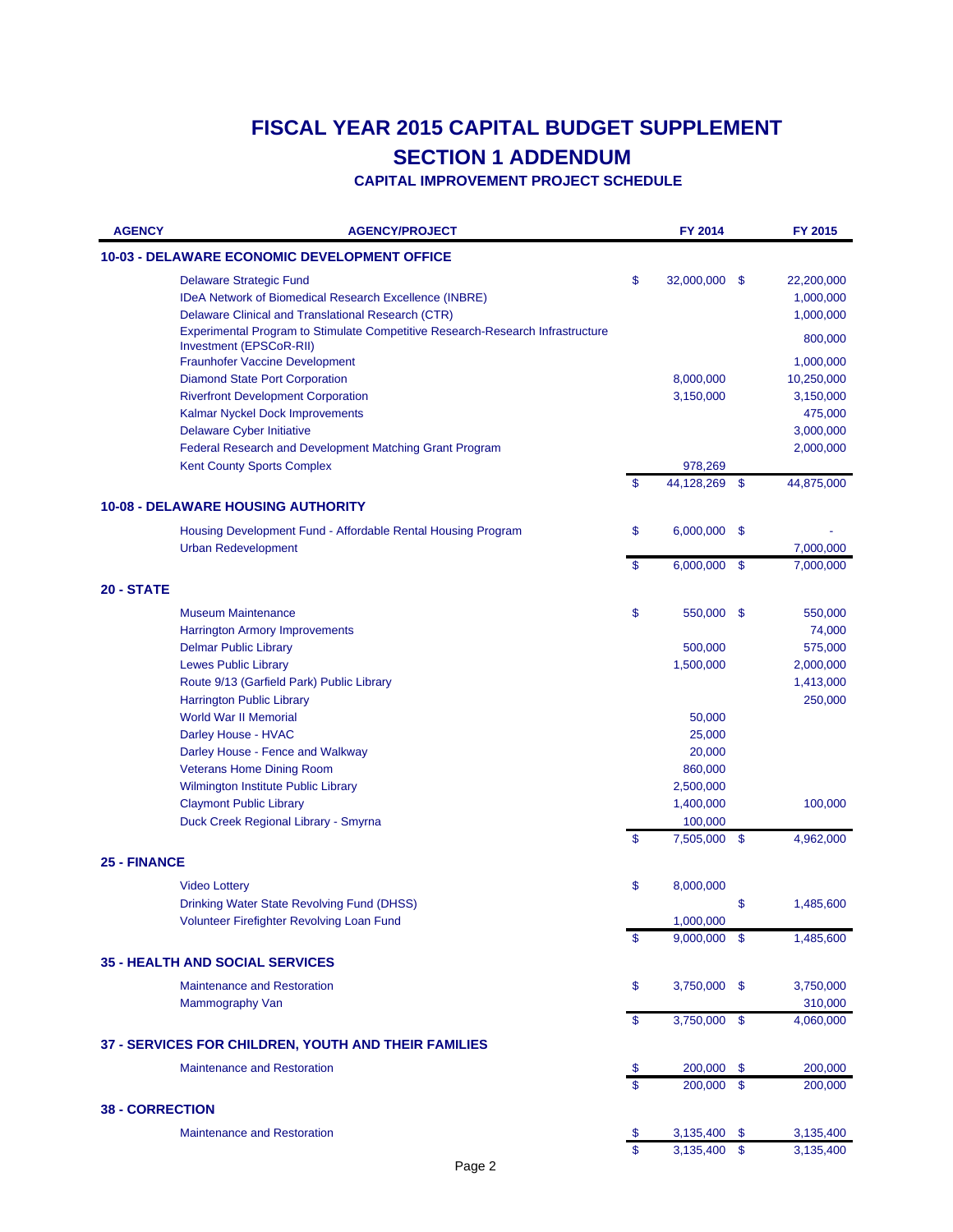# FISCAL YEAR 2015 CAPITAL BUDGET SUPPLEMENT

## SECTION 1 ADDENDUM

### CAPITAL IMPROVEMENT PROJECT SCHEDULE

| AGENCY | AGENCY/PROJECT | FY 2014 | FY 2015 |
|---|---|---|---|
| **10-03 - DELAWARE ECONOMIC DEVELOPMENT OFFICE** | | | |
| | Delaware Strategic Fund | $ 32,000,000 | $ 22,200,000 |
| | IDeA Network of Biomedical Research Excellence (INBRE) | | 1,000,000 |
| | Delaware Clinical and Translational Research (CTR) | | 1,000,000 |
| | Experimental Program to Stimulate Competitive Research-Research Infrastructure Investment (EPSCoR-RII) | | 800,000 |
| | Fraunhofer Vaccine Development | | 1,000,000 |
| | Diamond State Port Corporation | 8,000,000 | 10,250,000 |
| | Riverfront Development Corporation | 3,150,000 | 3,150,000 |
| | Kalmar Nyckel Dock Improvements | | 475,000 |
| | Delaware Cyber Initiative | | 3,000,000 |
| | Federal Research and Development Matching Grant Program | | 2,000,000 |
| | Kent County Sports Complex | 978,269 | |
| | | $ 44,128,269 | $ 44,875,000 |
| **10-08 - DELAWARE HOUSING AUTHORITY** | | | |
| | Housing Development Fund - Affordable Rental Housing Program | $ 6,000,000 | $ - |
| | Urban Redevelopment | | 7,000,000 |
| | | $ 6,000,000 | $ 7,000,000 |
| **20 - STATE** | | | |
| | Museum Maintenance | $ 550,000 | $ 550,000 |
| | Harrington Armory Improvements | | 74,000 |
| | Delmar Public Library | 500,000 | 575,000 |
| | Lewes Public Library | 1,500,000 | 2,000,000 |
| | Route 9/13 (Garfield Park) Public Library | | 1,413,000 |
| | Harrington Public Library | | 250,000 |
| | World War II Memorial | 50,000 | |
| | Darley House - HVAC | 25,000 | |
| | Darley House - Fence and Walkway | 20,000 | |
| | Veterans Home Dining Room | 860,000 | |
| | Wilmington Institute Public Library | 2,500,000 | |
| | Claymont Public Library | 1,400,000 | 100,000 |
| | Duck Creek Regional Library - Smyrna | 100,000 | |
| | | $ 7,505,000 | $ 4,962,000 |
| **25 - FINANCE** | | | |
| | Video Lottery | $ 8,000,000 | |
| | Drinking Water State Revolving Fund (DHSS) | | $ 1,485,600 |
| | Volunteer Firefighter Revolving Loan Fund | 1,000,000 | |
| | | $ 9,000,000 | $ 1,485,600 |
| **35 - HEALTH AND SOCIAL SERVICES** | | | |
| | Maintenance and Restoration | $ 3,750,000 | $ 3,750,000 |
| | Mammography Van | | 310,000 |
| | | $ 3,750,000 | $ 4,060,000 |
| **37 - SERVICES FOR CHILDREN, YOUTH AND THEIR FAMILIES** | | | |
| | Maintenance and Restoration | $ 200,000 | $ 200,000 |
| | | $ 200,000 | $ 200,000 |
| **38 - CORRECTION** | | | |
| | Maintenance and Restoration | $ 3,135,400 | $ 3,135,400 |
| | | $ 3,135,400 | $ 3,135,400 |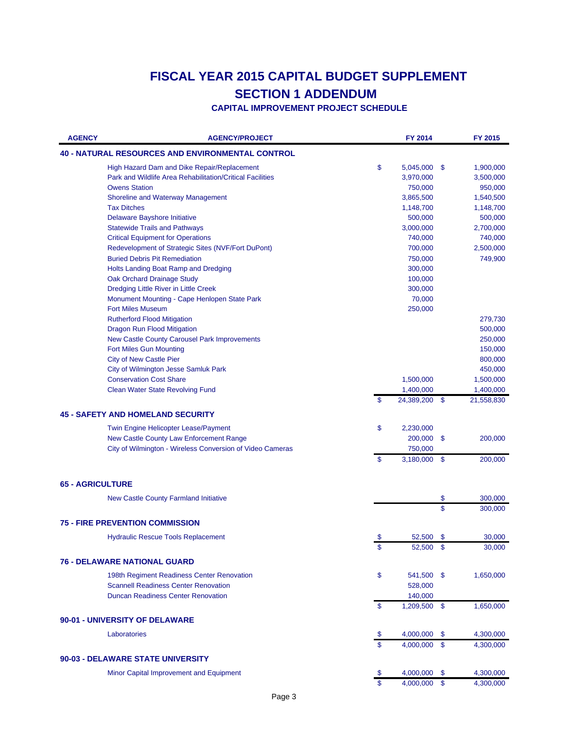# FISCAL YEAR 2015 CAPITAL BUDGET SUPPLEMENT

## SECTION 1 ADDENDUM

### CAPITAL IMPROVEMENT PROJECT SCHEDULE

| AGENCY | AGENCY/PROJECT | FY 2014 | FY 2015 |
|---|---|---|---|
| **40 - NATURAL RESOURCES AND ENVIRONMENTAL CONTROL** | | | |
| | High Hazard Dam and Dike Repair/Replacement | $ 5,045,000 | $ 1,900,000 |
| | Park and Wildlife Area Rehabilitation/Critical Facilities | 3,970,000 | 3,500,000 |
| | Owens Station | 750,000 | 950,000 |
| | Shoreline and Waterway Management | 3,865,500 | 1,540,500 |
| | Tax Ditches | 1,148,700 | 1,148,700 |
| | Delaware Bayshore Initiative | 500,000 | 500,000 |
| | Statewide Trails and Pathways | 3,000,000 | 2,700,000 |
| | Critical Equipment for Operations | 740,000 | 740,000 |
| | Redevelopment of Strategic Sites (NVF/Fort DuPont) | 700,000 | 2,500,000 |
| | Buried Debris Pit Remediation | 750,000 | 749,900 |
| | Holts Landing Boat Ramp and Dredging | 300,000 | |
| | Oak Orchard Drainage Study | 100,000 | |
| | Dredging Little River in Little Creek | 300,000 | |
| | Monument Mounting - Cape Henlopen State Park | 70,000 | |
| | Fort Miles Museum | 250,000 | |
| | Rutherford Flood Mitigation | | 279,730 |
| | Dragon Run Flood Mitigation | | 500,000 |
| | New Castle County Carousel Park Improvements | | 250,000 |
| | Fort Miles Gun Mounting | | 150,000 |
| | City of New Castle Pier | | 800,000 |
| | City of Wilmington Jesse Samluk Park | | 450,000 |
| | Conservation Cost Share | 1,500,000 | 1,500,000 |
| | Clean Water State Revolving Fund | 1,400,000 | 1,400,000 |
| | | $ 24,389,200 | $ 21,558,830 |
| **45 - SAFETY AND HOMELAND SECURITY** | | | |
| | Twin Engine Helicopter Lease/Payment | $ 2,230,000 | |
| | New Castle County Law Enforcement Range | 200,000 | $ 200,000 |
| | City of Wilmington - Wireless Conversion of Video Cameras | 750,000 | |
| | | $ 3,180,000 | $ 200,000 |
| **65 - AGRICULTURE** | | | |
| | New Castle County Farmland Initiative | | $ 300,000 |
| | | | $ 300,000 |
| **75 - FIRE PREVENTION COMMISSION** | | | |
| | Hydraulic Rescue Tools Replacement | $ 52,500 | $ 30,000 |
| | | $ 52,500 | $ 30,000 |
| **76 - DELAWARE NATIONAL GUARD** | | | |
| | 198th Regiment Readiness Center Renovation | $ 541,500 | $ 1,650,000 |
| | Scannell Readiness Center Renovation | 528,000 | |
| | Duncan Readiness Center Renovation | 140,000 | |
| | | $ 1,209,500 | $ 1,650,000 |
| **90-01 - UNIVERSITY OF DELAWARE** | | | |
| | Laboratories | $ 4,000,000 | $ 4,300,000 |
| | | $ 4,000,000 | $ 4,300,000 |
| **90-03 - DELAWARE STATE UNIVERSITY** | | | |
| | Minor Capital Improvement and Equipment | $ 4,000,000 | $ 4,300,000 |
| | | $ 4,000,000 | $ 4,300,000 |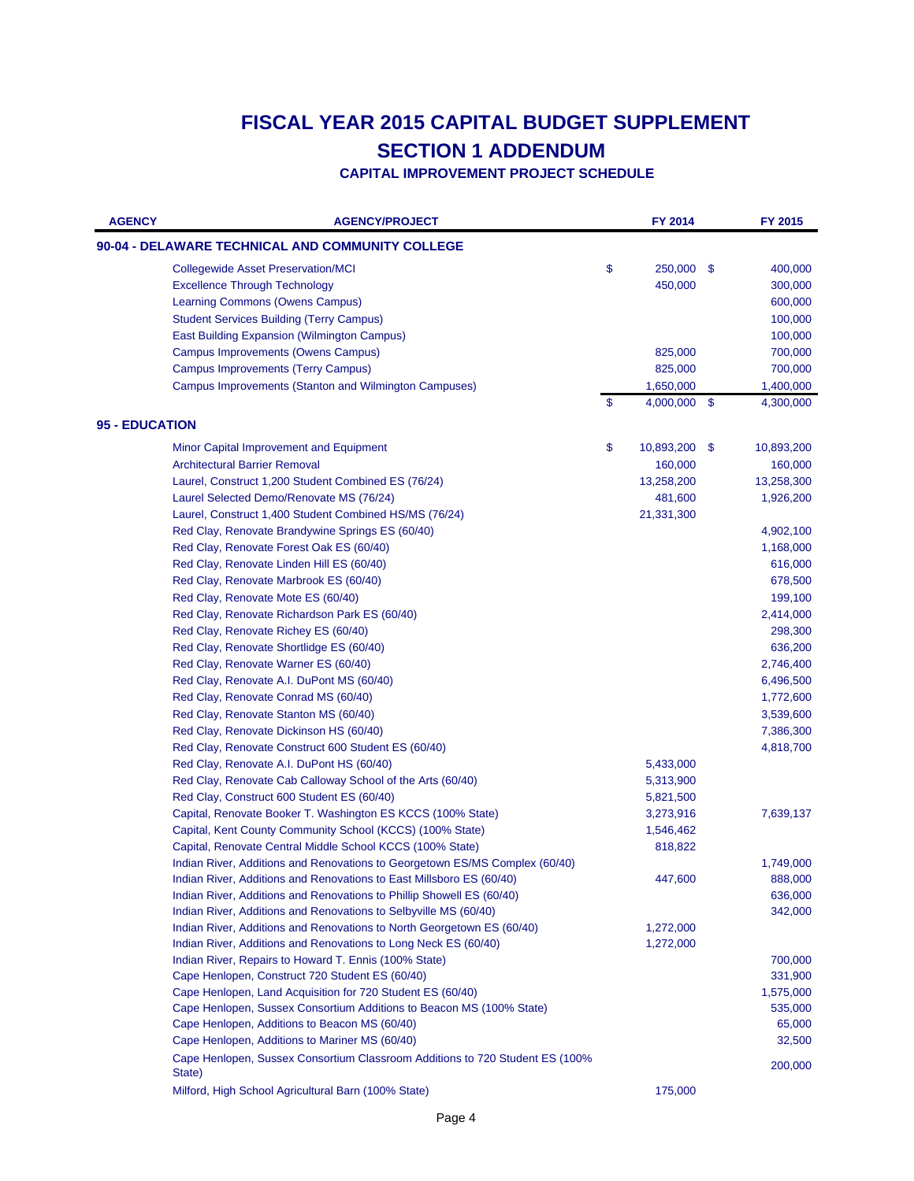# FISCAL YEAR 2015 CAPITAL BUDGET SUPPLEMENT

## SECTION 1 ADDENDUM

### CAPITAL IMPROVEMENT PROJECT SCHEDULE

| AGENCY | AGENCY/PROJECT | FY 2014 | FY 2015 |
|---|---|---|---|
| **90-04 - DELAWARE TECHNICAL AND COMMUNITY COLLEGE** | | | |
| | Collegewide Asset Preservation/MCI | $ 250,000 | $ 400,000 |
| | Excellence Through Technology | 450,000 | 300,000 |
| | Learning Commons (Owens Campus) | | 600,000 |
| | Student Services Building (Terry Campus) | | 100,000 |
| | East Building Expansion (Wilmington Campus) | | 100,000 |
| | Campus Improvements (Owens Campus) | 825,000 | 700,000 |
| | Campus Improvements (Terry Campus) | 825,000 | 700,000 |
| | Campus Improvements (Stanton and Wilmington Campuses) | 1,650,000 | 1,400,000 |
| | | $ 4,000,000 | $ 4,300,000 |
| **95 - EDUCATION** | | | |
| | Minor Capital Improvement and Equipment | $ 10,893,200 | $ 10,893,200 |
| | Architectural Barrier Removal | 160,000 | 160,000 |
| | Laurel, Construct 1,200 Student Combined ES (76/24) | 13,258,200 | 13,258,300 |
| | Laurel Selected Demo/Renovate MS (76/24) | 481,600 | 1,926,200 |
| | Laurel, Construct 1,400 Student Combined HS/MS (76/24) | 21,331,300 | |
| | Red Clay, Renovate Brandywine Springs ES (60/40) | | 4,902,100 |
| | Red Clay, Renovate Forest Oak ES (60/40) | | 1,168,000 |
| | Red Clay, Renovate Linden Hill ES (60/40) | | 616,000 |
| | Red Clay, Renovate Marbrook ES (60/40) | | 678,500 |
| | Red Clay, Renovate Mote ES (60/40) | | 199,100 |
| | Red Clay, Renovate Richardson Park ES (60/40) | | 2,414,000 |
| | Red Clay, Renovate Richey ES (60/40) | | 298,300 |
| | Red Clay, Renovate Shortlidge ES (60/40) | | 636,200 |
| | Red Clay, Renovate Warner ES (60/40) | | 2,746,400 |
| | Red Clay, Renovate A.I. DuPont MS (60/40) | | 6,496,500 |
| | Red Clay, Renovate Conrad MS (60/40) | | 1,772,600 |
| | Red Clay, Renovate Stanton MS (60/40) | | 3,539,600 |
| | Red Clay, Renovate Dickinson HS (60/40) | | 7,386,300 |
| | Red Clay, Renovate Construct 600 Student ES (60/40) | | 4,818,700 |
| | Red Clay, Renovate A.I. DuPont HS (60/40) | 5,433,000 | |
| | Red Clay, Renovate Cab Calloway School of the Arts (60/40) | 5,313,900 | |
| | Red Clay, Construct 600 Student ES (60/40) | 5,821,500 | |
| | Capital, Renovate Booker T. Washington ES KCCS (100% State) | 3,273,916 | 7,639,137 |
| | Capital, Kent County Community School (KCCS) (100% State) | 1,546,462 | |
| | Capital, Renovate Central Middle School KCCS (100% State) | 818,822 | |
| | Indian River, Additions and Renovations to Georgetown ES/MS Complex (60/40) | | 1,749,000 |
| | Indian River, Additions and Renovations to East Millsboro ES (60/40) | 447,600 | 888,000 |
| | Indian River, Additions and Renovations to Phillip Showell ES (60/40) | | 636,000 |
| | Indian River, Additions and Renovations to Selbyville MS (60/40) | | 342,000 |
| | Indian River, Additions and Renovations to North Georgetown ES (60/40) | 1,272,000 | |
| | Indian River, Additions and Renovations to Long Neck ES (60/40) | 1,272,000 | |
| | Indian River, Repairs to Howard T. Ennis (100% State) | | 700,000 |
| | Cape Henlopen, Construct 720 Student ES (60/40) | | 331,900 |
| | Cape Henlopen, Land Acquisition for 720 Student ES (60/40) | | 1,575,000 |
| | Cape Henlopen, Sussex Consortium Additions to Beacon MS (100% State) | | 535,000 |
| | Cape Henlopen, Additions to Beacon MS (60/40) | | 65,000 |
| | Cape Henlopen, Additions to Mariner MS (60/40) | | 32,500 |
| | Cape Henlopen, Sussex Consortium Classroom Additions to 720 Student ES (100% State) | | 200,000 |
| | Milford, High School Agricultural Barn (100% State) | 175,000 | |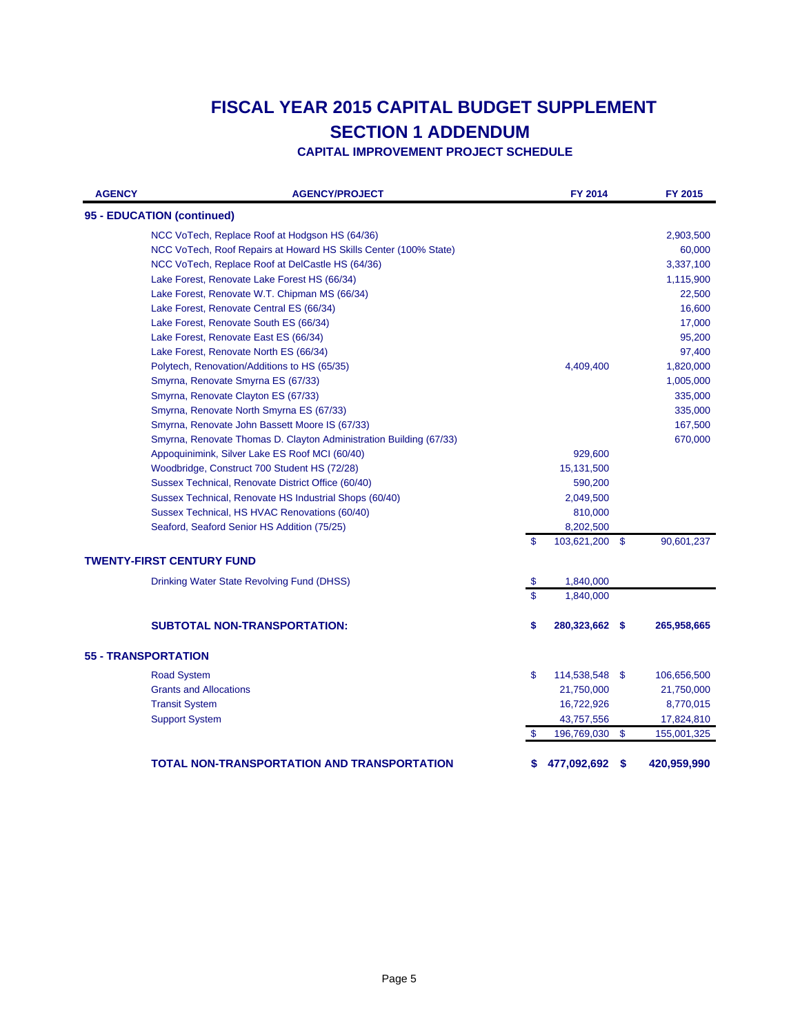# FISCAL YEAR 2015 CAPITAL BUDGET SUPPLEMENT

# SECTION 1 ADDENDUM

### CAPITAL IMPROVEMENT PROJECT SCHEDULE

| AGENCY | AGENCY/PROJECT | FY 2014 | FY 2015 |
|---|---|---|---|
| **95 - EDUCATION (continued)** | | | |
| | NCC VoTech, Replace Roof at Hodgson HS (64/36) | | 2,903,500 |
| | NCC VoTech, Roof Repairs at Howard HS Skills Center (100% State) | | 60,000 |
| | NCC VoTech, Replace Roof at DelCastle HS (64/36) | | 3,337,100 |
| | Lake Forest, Renovate Lake Forest HS (66/34) | | 1,115,900 |
| | Lake Forest, Renovate W.T. Chipman MS (66/34) | | 22,500 |
| | Lake Forest, Renovate Central ES (66/34) | | 16,600 |
| | Lake Forest, Renovate South ES (66/34) | | 17,000 |
| | Lake Forest, Renovate East ES (66/34) | | 95,200 |
| | Lake Forest, Renovate North ES (66/34) | | 97,400 |
| | Polytech, Renovation/Additions to HS (65/35) | 4,409,400 | 1,820,000 |
| | Smyrna, Renovate Smyrna ES (67/33) | | 1,005,000 |
| | Smyrna, Renovate Clayton ES (67/33) | | 335,000 |
| | Smyrna, Renovate North Smyrna ES (67/33) | | 335,000 |
| | Smyrna, Renovate John Bassett Moore IS (67/33) | | 167,500 |
| | Smyrna, Renovate Thomas D. Clayton Administration Building (67/33) | | 670,000 |
| | Appoquinimink, Silver Lake ES Roof MCI (60/40) | 929,600 | |
| | Woodbridge, Construct 700 Student HS (72/28) | 15,131,500 | |
| | Sussex Technical, Renovate District Office (60/40) | 590,200 | |
| | Sussex Technical, Renovate HS Industrial Shops (60/40) | 2,049,500 | |
| | Sussex Technical, HS HVAC Renovations (60/40) | 810,000 | |
| | Seaford, Seaford Senior HS Addition (75/25) | 8,202,500 | |
| | | $ 103,621,200 | $ 90,601,237 |
| **TWENTY-FIRST CENTURY FUND** | | | |
| | Drinking Water State Revolving Fund (DHSS) | $ 1,840,000 | |
| | | $ 1,840,000 | |
| | **SUBTOTAL NON-TRANSPORTATION:** | **$ 280,323,662** | **$ 265,958,665** |
| **55 - TRANSPORTATION** | | | |
| | Road System | $ 114,538,548 | $ 106,656,500 |
| | Grants and Allocations | 21,750,000 | 21,750,000 |
| | Transit System | 16,722,926 | 8,770,015 |
| | Support System | 43,757,556 | 17,824,810 |
| | | $ 196,769,030 | $ 155,001,325 |
| | **TOTAL NON-TRANSPORTATION AND TRANSPORTATION** | **$ 477,092,692** | **$ 420,959,990** |